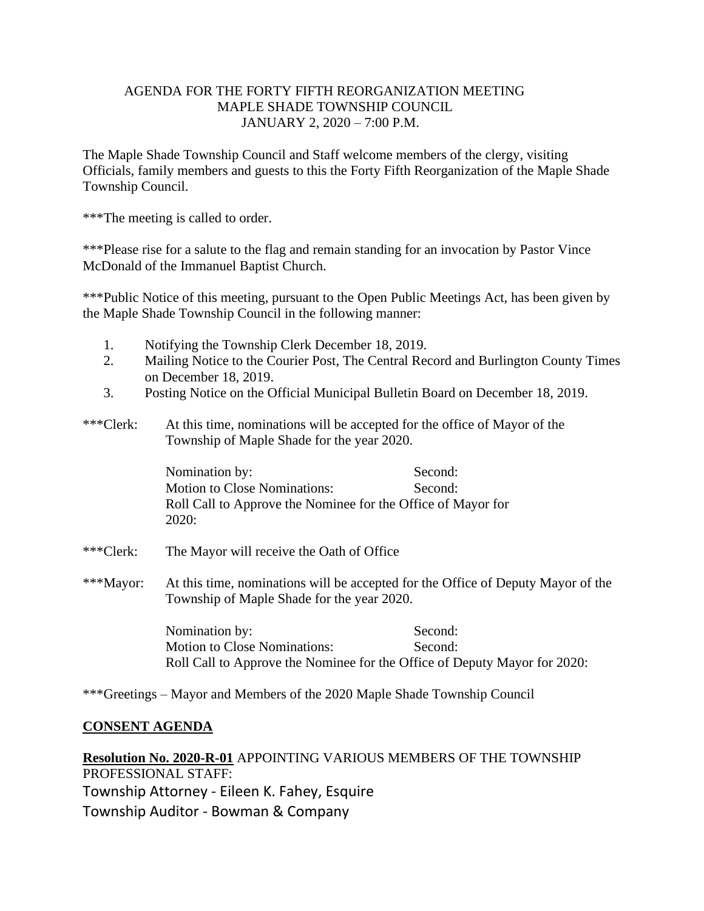AGENDA FOR THE FORTY FIFTH REORGANIZATION MEETING
MAPLE SHADE TOWNSHIP COUNCIL
JANUARY 2, 2020 – 7:00 P.M.

The Maple Shade Township Council and Staff welcome members of the clergy, visiting Officials, family members and guests to this the Forty Fifth Reorganization of the Maple Shade Township Council.

***The meeting is called to order.

***Please rise for a salute to the flag and remain standing for an invocation by Pastor Vince McDonald of the Immanuel Baptist Church.

***Public Notice of this meeting, pursuant to the Open Public Meetings Act, has been given by the Maple Shade Township Council in the following manner:

1. Notifying the Township Clerk December 18, 2019.
2. Mailing Notice to the Courier Post, The Central Record and Burlington County Times on December 18, 2019.
3. Posting Notice on the Official Municipal Bulletin Board on December 18, 2019.

***Clerk: At this time, nominations will be accepted for the office of Mayor of the Township of Maple Shade for the year 2020.

Nomination by: Second:
Motion to Close Nominations: Second:
Roll Call to Approve the Nominee for the Office of Mayor for 2020:

***Clerk: The Mayor will receive the Oath of Office

***Mayor: At this time, nominations will be accepted for the Office of Deputy Mayor of the Township of Maple Shade for the year 2020.

Nomination by: Second:
Motion to Close Nominations: Second:
Roll Call to Approve the Nominee for the Office of Deputy Mayor for 2020:

***Greetings – Mayor and Members of the 2020 Maple Shade Township Council

## CONSENT AGENDA

**Resolution No. 2020-R-01** APPOINTING VARIOUS MEMBERS OF THE TOWNSHIP PROFESSIONAL STAFF:
Township Attorney - Eileen K. Fahey, Esquire
Township Auditor - Bowman & Company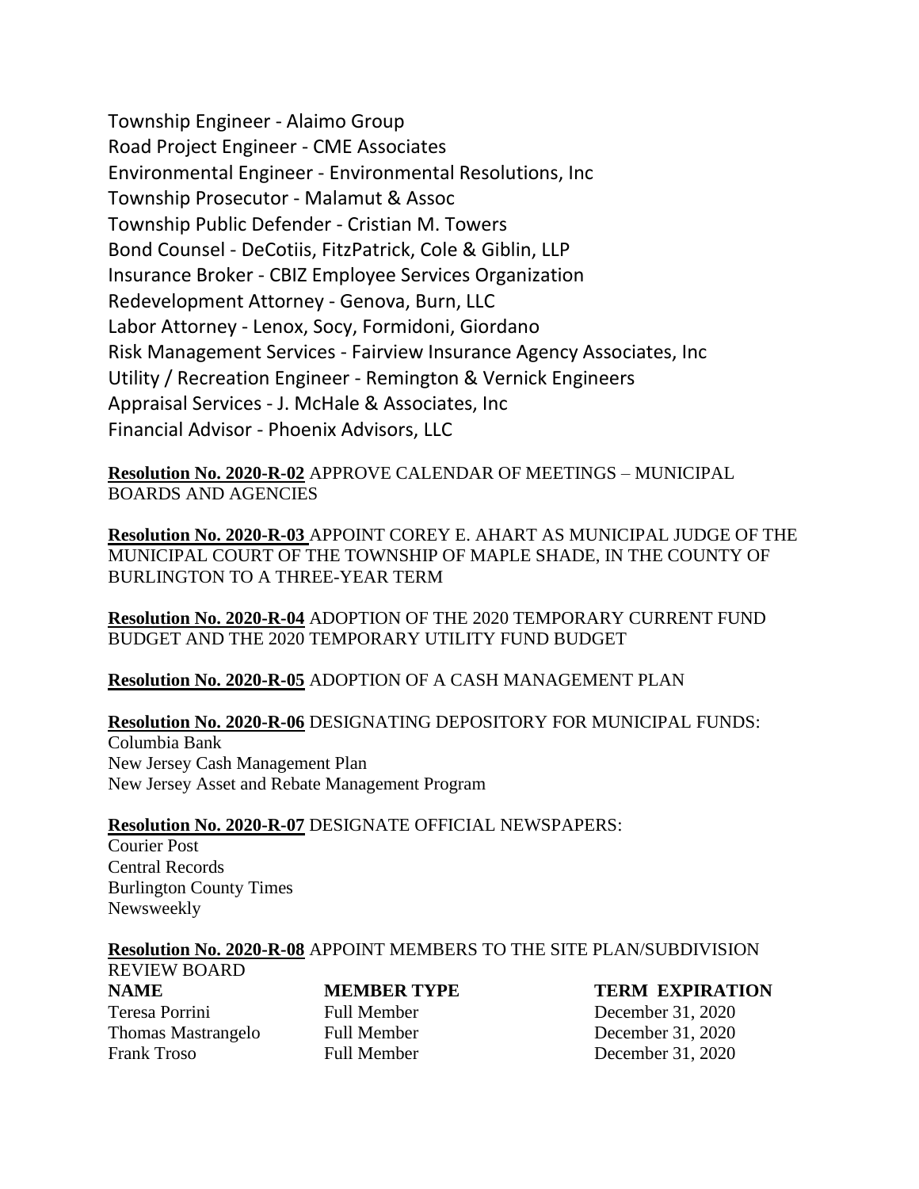Township Engineer - Alaimo Group
Road Project Engineer - CME Associates
Environmental Engineer - Environmental Resolutions, Inc
Township Prosecutor - Malamut & Assoc
Township Public Defender - Cristian M. Towers
Bond Counsel - DeCotiis, FitzPatrick, Cole & Giblin, LLP
Insurance Broker - CBIZ Employee Services Organization
Redevelopment Attorney - Genova, Burn, LLC
Labor Attorney - Lenox, Socy, Formidoni, Giordano
Risk Management Services - Fairview Insurance Agency Associates, Inc
Utility / Recreation Engineer - Remington & Vernick Engineers
Appraisal Services - J. McHale & Associates, Inc
Financial Advisor - Phoenix Advisors, LLC

**Resolution No. 2020-R-02** APPROVE CALENDAR OF MEETINGS – MUNICIPAL BOARDS AND AGENCIES

**Resolution No. 2020-R-03** APPOINT COREY E. AHART AS MUNICIPAL JUDGE OF THE MUNICIPAL COURT OF THE TOWNSHIP OF MAPLE SHADE, IN THE COUNTY OF BURLINGTON TO A THREE-YEAR TERM

**Resolution No. 2020-R-04** ADOPTION OF THE 2020 TEMPORARY CURRENT FUND BUDGET AND THE 2020 TEMPORARY UTILITY FUND BUDGET

**Resolution No. 2020-R-05** ADOPTION OF A CASH MANAGEMENT PLAN

**Resolution No. 2020-R-06** DESIGNATING DEPOSITORY FOR MUNICIPAL FUNDS:
Columbia Bank
New Jersey Cash Management Plan
New Jersey Asset and Rebate Management Program

**Resolution No. 2020-R-07** DESIGNATE OFFICIAL NEWSPAPERS:
Courier Post
Central Records
Burlington County Times
Newsweekly

**Resolution No. 2020-R-08** APPOINT MEMBERS TO THE SITE PLAN/SUBDIVISION REVIEW BOARD

| NAME | MEMBER TYPE | TERM EXPIRATION |
|---|---|---|
| Teresa Porrini | Full Member | December 31, 2020 |
| Thomas Mastrangelo | Full Member | December 31, 2020 |
| Frank Troso | Full Member | December 31, 2020 |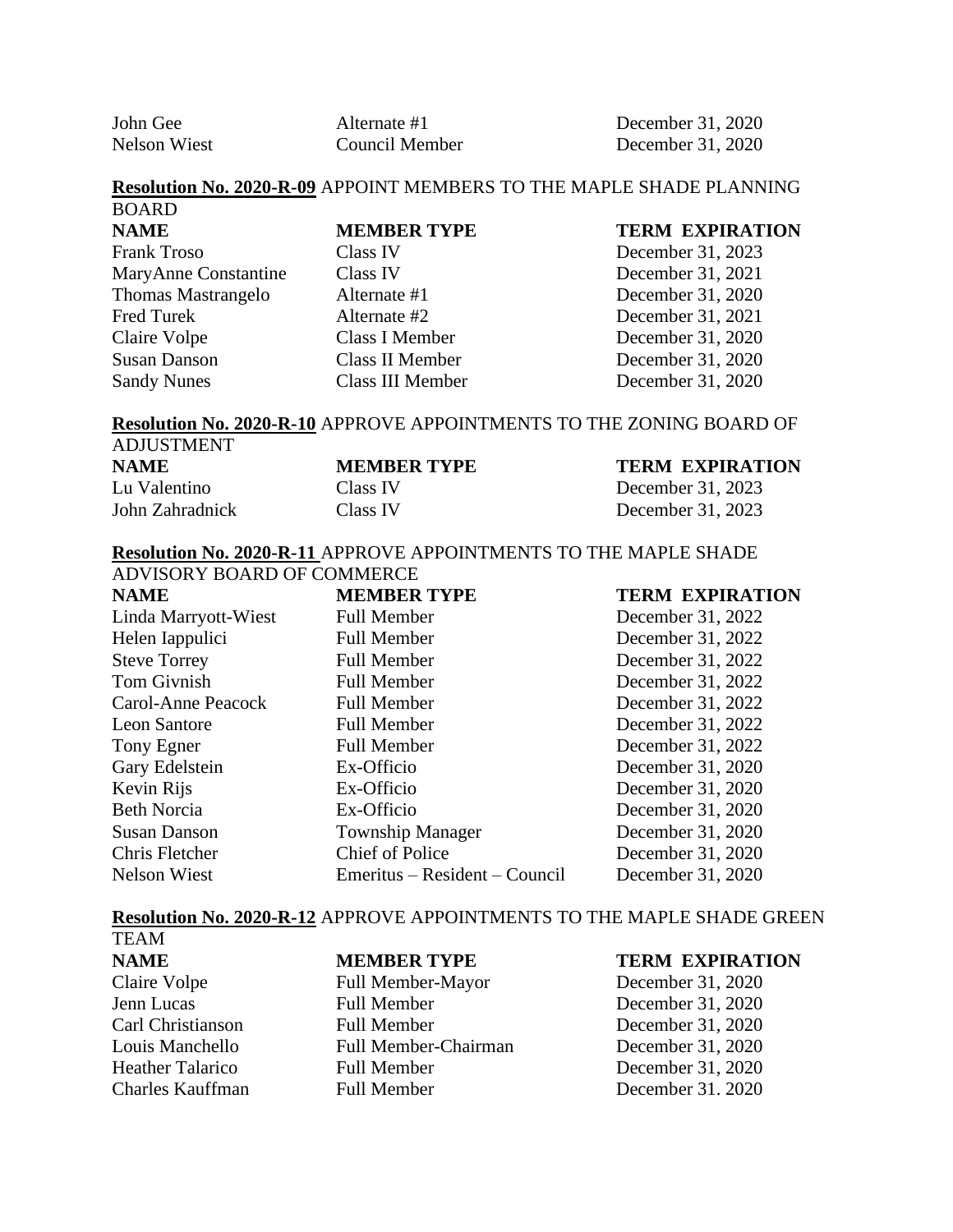| | | |
|---|---|---|
| John Gee | Alternate #1 | December 31, 2020 |
| Nelson Wiest | Council Member | December 31, 2020 |

**Resolution No. 2020-R-09** APPOINT MEMBERS TO THE MAPLE SHADE PLANNING BOARD

| NAME | MEMBER TYPE | TERM EXPIRATION |
|---|---|---|
| Frank Troso | Class IV | December 31, 2023 |
| MaryAnne Constantine | Class IV | December 31, 2021 |
| Thomas Mastrangelo | Alternate #1 | December 31, 2020 |
| Fred Turek | Alternate #2 | December 31, 2021 |
| Claire Volpe | Class I Member | December 31, 2020 |
| Susan Danson | Class II Member | December 31, 2020 |
| Sandy Nunes | Class III Member | December 31, 2020 |

**Resolution No. 2020-R-10** APPROVE APPOINTMENTS TO THE ZONING BOARD OF ADJUSTMENT

| NAME | MEMBER TYPE | TERM EXPIRATION |
|---|---|---|
| Lu Valentino | Class IV | December 31, 2023 |
| John Zahradnick | Class IV | December 31, 2023 |

**Resolution No. 2020-R-11** APPROVE APPOINTMENTS TO THE MAPLE SHADE ADVISORY BOARD OF COMMERCE

| NAME | MEMBER TYPE | TERM EXPIRATION |
|---|---|---|
| Linda Marryott-Wiest | Full Member | December 31, 2022 |
| Helen Iappulici | Full Member | December 31, 2022 |
| Steve Torrey | Full Member | December 31, 2022 |
| Tom Givnish | Full Member | December 31, 2022 |
| Carol-Anne Peacock | Full Member | December 31, 2022 |
| Leon Santore | Full Member | December 31, 2022 |
| Tony Egner | Full Member | December 31, 2022 |
| Gary Edelstein | Ex-Officio | December 31, 2020 |
| Kevin Rijs | Ex-Officio | December 31, 2020 |
| Beth Norcia | Ex-Officio | December 31, 2020 |
| Susan Danson | Township Manager | December 31, 2020 |
| Chris Fletcher | Chief of Police | December 31, 2020 |
| Nelson Wiest | Emeritus – Resident – Council | December 31, 2020 |

**Resolution No. 2020-R-12** APPROVE APPOINTMENTS TO THE MAPLE SHADE GREEN TEAM

| NAME | MEMBER TYPE | TERM EXPIRATION |
|---|---|---|
| Claire Volpe | Full Member-Mayor | December 31, 2020 |
| Jenn Lucas | Full Member | December 31, 2020 |
| Carl Christianson | Full Member | December 31, 2020 |
| Louis Manchello | Full Member-Chairman | December 31, 2020 |
| Heather Talarico | Full Member | December 31, 2020 |
| Charles Kauffman | Full Member | December 31. 2020 |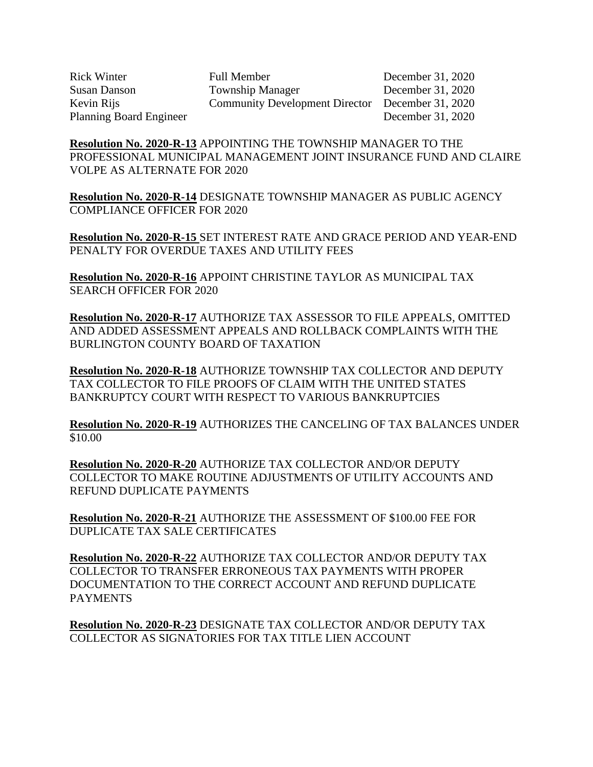| | | |
|---|---|---|
| Rick Winter | Full Member | December 31, 2020 |
| Susan Danson | Township Manager | December 31, 2020 |
| Kevin Rijs | Community Development Director | December 31, 2020 |
| Planning Board Engineer | | December 31, 2020 |

**Resolution No. 2020-R-13** APPOINTING THE TOWNSHIP MANAGER TO THE PROFESSIONAL MUNICIPAL MANAGEMENT JOINT INSURANCE FUND AND CLAIRE VOLPE AS ALTERNATE FOR 2020

**Resolution No. 2020-R-14** DESIGNATE TOWNSHIP MANAGER AS PUBLIC AGENCY COMPLIANCE OFFICER FOR 2020

**Resolution No. 2020-R-15** SET INTEREST RATE AND GRACE PERIOD AND YEAR-END PENALTY FOR OVERDUE TAXES AND UTILITY FEES

**Resolution No. 2020-R-16** APPOINT CHRISTINE TAYLOR AS MUNICIPAL TAX SEARCH OFFICER FOR 2020

**Resolution No. 2020-R-17** AUTHORIZE TAX ASSESSOR TO FILE APPEALS, OMITTED AND ADDED ASSESSMENT APPEALS AND ROLLBACK COMPLAINTS WITH THE BURLINGTON COUNTY BOARD OF TAXATION

**Resolution No. 2020-R-18** AUTHORIZE TOWNSHIP TAX COLLECTOR AND DEPUTY TAX COLLECTOR TO FILE PROOFS OF CLAIM WITH THE UNITED STATES BANKRUPTCY COURT WITH RESPECT TO VARIOUS BANKRUPTCIES

**Resolution No. 2020-R-19** AUTHORIZES THE CANCELING OF TAX BALANCES UNDER $10.00

**Resolution No. 2020-R-20** AUTHORIZE TAX COLLECTOR AND/OR DEPUTY COLLECTOR TO MAKE ROUTINE ADJUSTMENTS OF UTILITY ACCOUNTS AND REFUND DUPLICATE PAYMENTS

**Resolution No. 2020-R-21** AUTHORIZE THE ASSESSMENT OF $100.00 FEE FOR DUPLICATE TAX SALE CERTIFICATES

**Resolution No. 2020-R-22** AUTHORIZE TAX COLLECTOR AND/OR DEPUTY TAX COLLECTOR TO TRANSFER ERRONEOUS TAX PAYMENTS WITH PROPER DOCUMENTATION TO THE CORRECT ACCOUNT AND REFUND DUPLICATE PAYMENTS

**Resolution No. 2020-R-23** DESIGNATE TAX COLLECTOR AND/OR DEPUTY TAX COLLECTOR AS SIGNATORIES FOR TAX TITLE LIEN ACCOUNT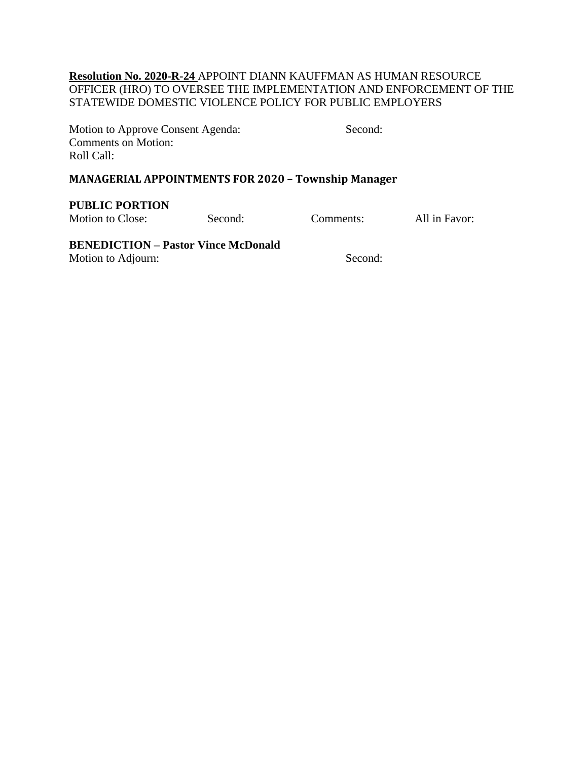**<u>Resolution No. 2020-R-24</u>** APPOINT DIANN KAUFFMAN AS HUMAN RESOURCE OFFICER (HRO) TO OVERSEE THE IMPLEMENTATION AND ENFORCEMENT OF THE STATEWIDE DOMESTIC VIOLENCE POLICY FOR PUBLIC EMPLOYERS

Motion to Approve Consent Agenda: Second:
Comments on Motion:
Roll Call:

**MANAGERIAL APPOINTMENTS FOR 2020 – Township Manager**

**PUBLIC PORTION**
Motion to Close: Second: Comments: All in Favor:

**BENEDICTION – Pastor Vince McDonald**
Motion to Adjourn: Second: